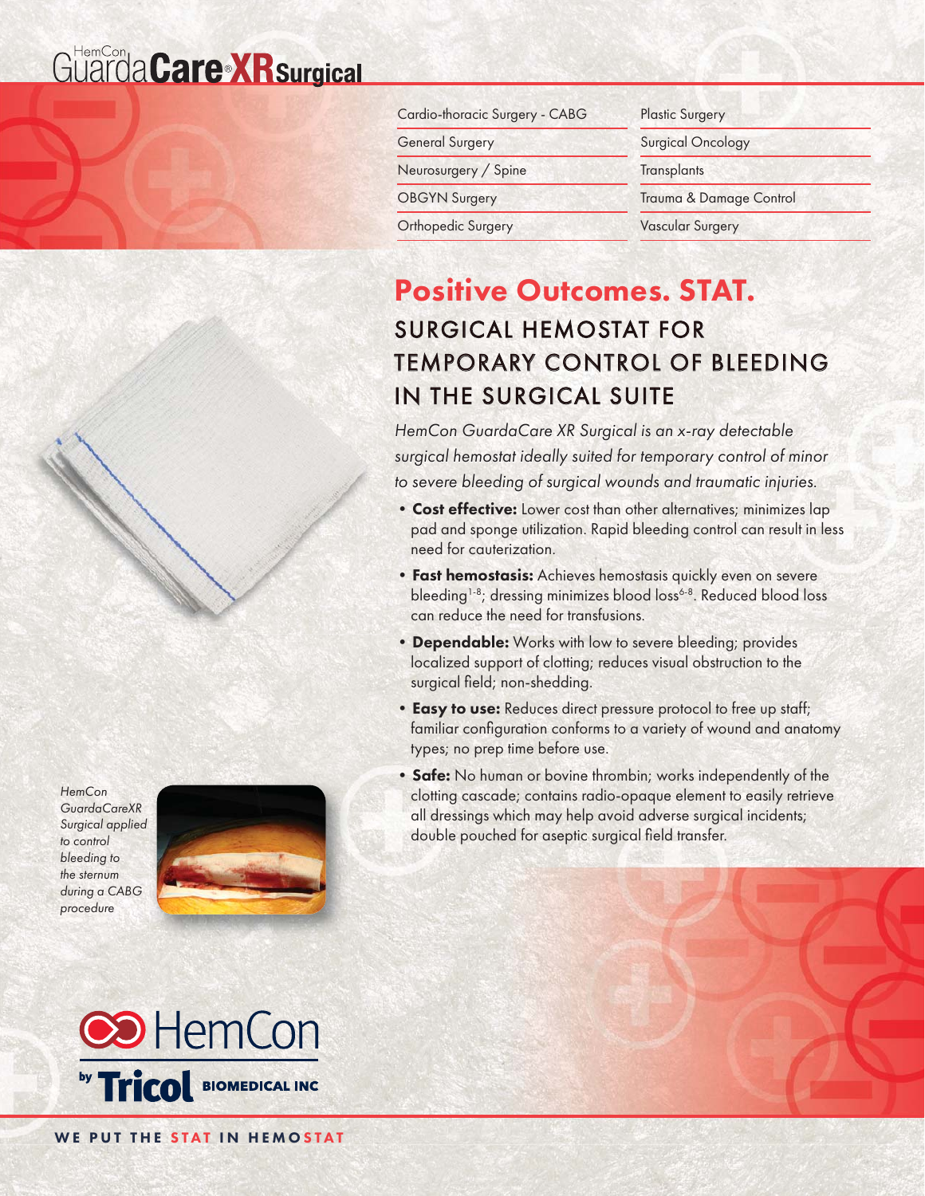# HemCon GuardaCare® XR Surgical

| | |
|---|---|
| Cardio-thoracic Surgery - CABG | Plastic Surgery |
| General Surgery | Surgical Oncology |
| Neurosurgery / Spine | Transplants |
| OBGYN Surgery | Trauma & Damage Control |
| Orthopedic Surgery | Vascular Surgery |

## Positive Outcomes. STAT.

### SURGICAL HEMOSTAT FOR TEMPORARY CONTROL OF BLEEDING IN THE SURGICAL SUITE

*HemCon GuardaCare XR Surgical is an x-ray detectable surgical hemostat ideally suited for temporary control of minor to severe bleeding of surgical wounds and traumatic injuries.*

- **Cost effective:** Lower cost than other alternatives; minimizes lap pad and sponge utilization. Rapid bleeding control can result in less need for cauterization.
- **Fast hemostasis:** Achieves hemostasis quickly even on severe bleeding[1-8]; dressing minimizes blood loss[6-8]. Reduced blood loss can reduce the need for transfusions.
- **Dependable:** Works with low to severe bleeding; provides localized support of clotting; reduces visual obstruction to the surgical field; non-shedding.
- **Easy to use:** Reduces direct pressure protocol to free up staff; familiar configuration conforms to a variety of wound and anatomy types; no prep time before use.
- **Safe:** No human or bovine thrombin; works independently of the clotting cascade; contains radio-opaque element to easily retrieve all dressings which may help avoid adverse surgical incidents; double pouched for aseptic surgical field transfer.

*HemCon GuardaCareXR Surgical applied to control bleeding to the sternum during a CABG procedure*

HemCon by Tricol BIOMEDICAL INC

WE PUT THE STAT IN HEMOSTAT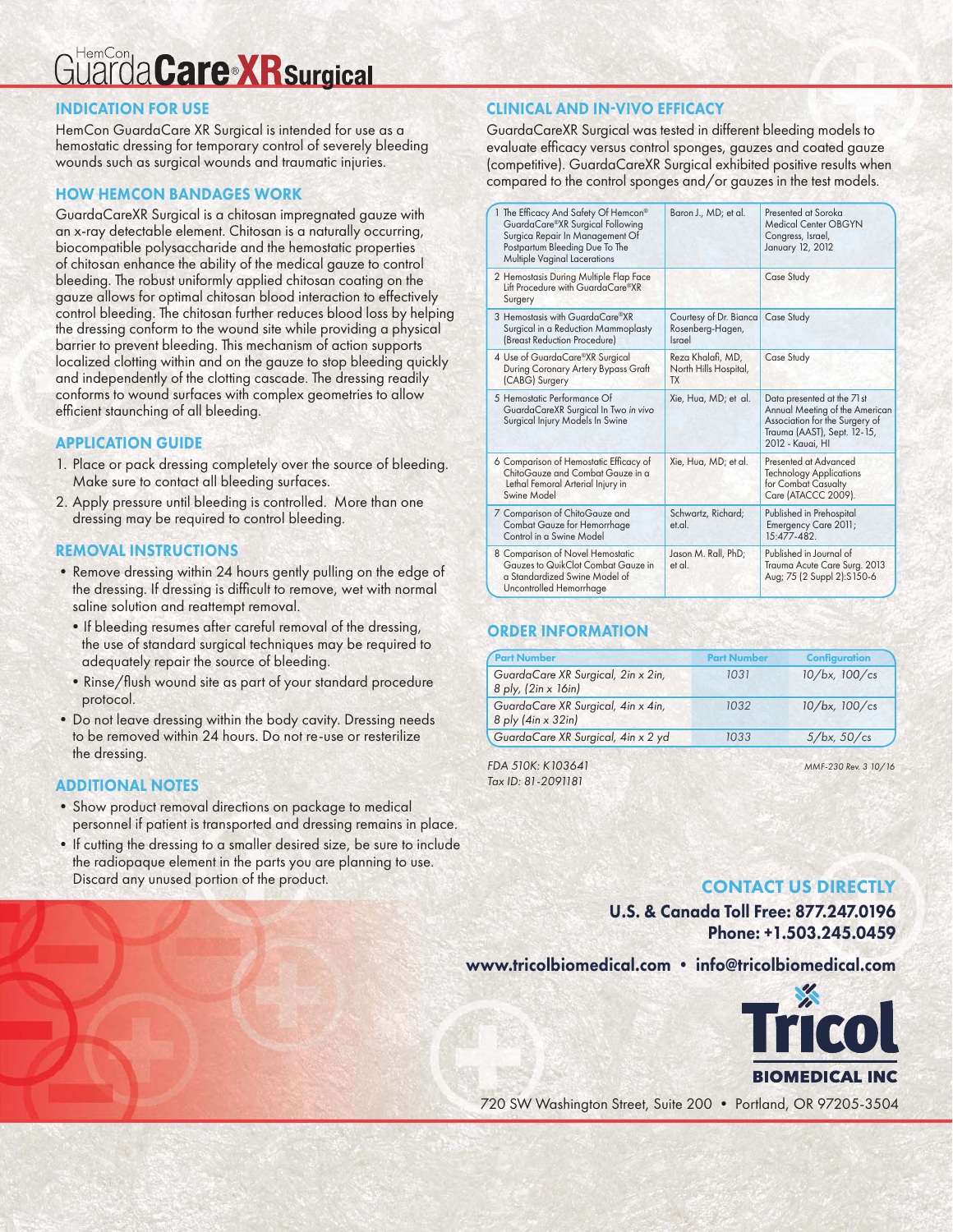# HemCon GuardaCare® XR Surgical

## INDICATION FOR USE

HemCon GuardaCare XR Surgical is intended for use as a hemostatic dressing for temporary control of severely bleeding wounds such as surgical wounds and traumatic injuries.

## HOW HEMCON BANDAGES WORK

GuardaCareXR Surgical is a chitosan impregnated gauze with an x-ray detectable element. Chitosan is a naturally occurring, biocompatible polysaccharide and the hemostatic properties of chitosan enhance the ability of the medical gauze to control bleeding. The robust uniformly applied chitosan coating on the gauze allows for optimal chitosan blood interaction to effectively control bleeding. The chitosan further reduces blood loss by helping the dressing conform to the wound site while providing a physical barrier to prevent bleeding. This mechanism of action supports localized clotting within and on the gauze to stop bleeding quickly and independently of the clotting cascade. The dressing readily conforms to wound surfaces with complex geometries to allow efficient staunching of all bleeding.

## APPLICATION GUIDE

1. Place or pack dressing completely over the source of bleeding. Make sure to contact all bleeding surfaces.
2. Apply pressure until bleeding is controlled. More than one dressing may be required to control bleeding.

## REMOVAL INSTRUCTIONS

- Remove dressing within 24 hours gently pulling on the edge of the dressing. If dressing is difficult to remove, wet with normal saline solution and reattempt removal.
  - If bleeding resumes after careful removal of the dressing, the use of standard surgical techniques may be required to adequately repair the source of bleeding.
  - Rinse/flush wound site as part of your standard procedure protocol.
- Do not leave dressing within the body cavity. Dressing needs to be removed within 24 hours. Do not re-use or resterilize the dressing.

## ADDITIONAL NOTES

- Show product removal directions on package to medical personnel if patient is transported and dressing remains in place.
- If cutting the dressing to a smaller desired size, be sure to include the radiopaque element in the parts you are planning to use. Discard any unused portion of the product.

## CLINICAL AND IN-VIVO EFFICACY

GuardaCareXR Surgical was tested in different bleeding models to evaluate efficacy versus control sponges, gauzes and coated gauze (competitive). GuardaCareXR Surgical exhibited positive results when compared to the control sponges and/or gauzes in the test models.

| | | |
|---|---|---|
| 1 The Efficacy And Safety Of Hemcon® GuardaCare®XR Surgical Following Surgica Repair In Management Of Postpartum Bleeding Due To The Multiple Vaginal Lacerations | Baron J., MD; et al. | Presented at Soroka Medical Center OBGYN Congress, Israel, January 12, 2012 |
| 2 Hemostasis During Multiple Flap Face Lift Procedure with GuardaCare®XR Surgery | | Case Study |
| 3 Hemostasis with GuardaCare®XR Surgical in a Reduction Mammoplasty (Breast Reduction Procedure) | Courtesy of Dr. Bianca Rosenberg-Hagen, Israel | Case Study |
| 4 Use of GuardaCare®XR Surgical During Coronary Artery Bypass Graft (CABG) Surgery | Reza Khalafi, MD, North Hills Hospital, TX | Case Study |
| 5 Hemostatic Performance Of GuardaCareXR Surgical In Two *in vivo* Surgical Injury Models In Swine | Xie, Hua, MD; et al. | Data presented at the 71st Annual Meeting of the American Association for the Surgery of Trauma (AAST), Sept. 12-15, 2012 - Kauai, HI |
| 6 Comparison of Hemostatic Efficacy of ChitoGauze and Combat Gauze in a Lethal Femoral Arterial Injury in Swine Model | Xie, Hua, MD; et al. | Presented at Advanced Technology Applications for Combat Casualty Care (ATACCC 2009). |
| 7 Comparison of ChitoGauze and Combat Gauze for Hemorrhage Control in a Swine Model | Schwartz, Richard; et.al. | Published in Prehospital Emergency Care 2011; 15:477-482. |
| 8 Comparison of Novel Hemostatic Gauzes to QuikClot Combat Gauze in a Standardized Swine Model of Uncontrolled Hemorrhage | Jason M. Rall, PhD; et al. | Published in Journal of Trauma Acute Care Surg. 2013 Aug; 75 (2 Suppl 2):S150-6 |

## ORDER INFORMATION

| Part Number | Part Number | Configuration |
|---|---|---|
| *GuardaCare XR Surgical, 2in x 2in, 8 ply, (2in x 16in)* | *1031* | *10/bx, 100/cs* |
| *GuardaCare XR Surgical, 4in x 4in, 8 ply (4in x 32in)* | *1032* | *10/bx, 100/cs* |
| *GuardaCare XR Surgical, 4in x 2 yd* | *1033* | *5/bx, 50/cs* |

*FDA 510K: K103641*
*Tax ID: 81-2091181*

*MMF-230 Rev. 3 10/16*

## CONTACT US DIRECTLY

**U.S. & Canada Toll Free: 877.247.0196**
**Phone: +1.503.245.0459**

**www.tricolbiomedical.com • info@tricolbiomedical.com**

**Tricol BIOMEDICAL INC**

720 SW Washington Street, Suite 200 • Portland, OR 97205-3504